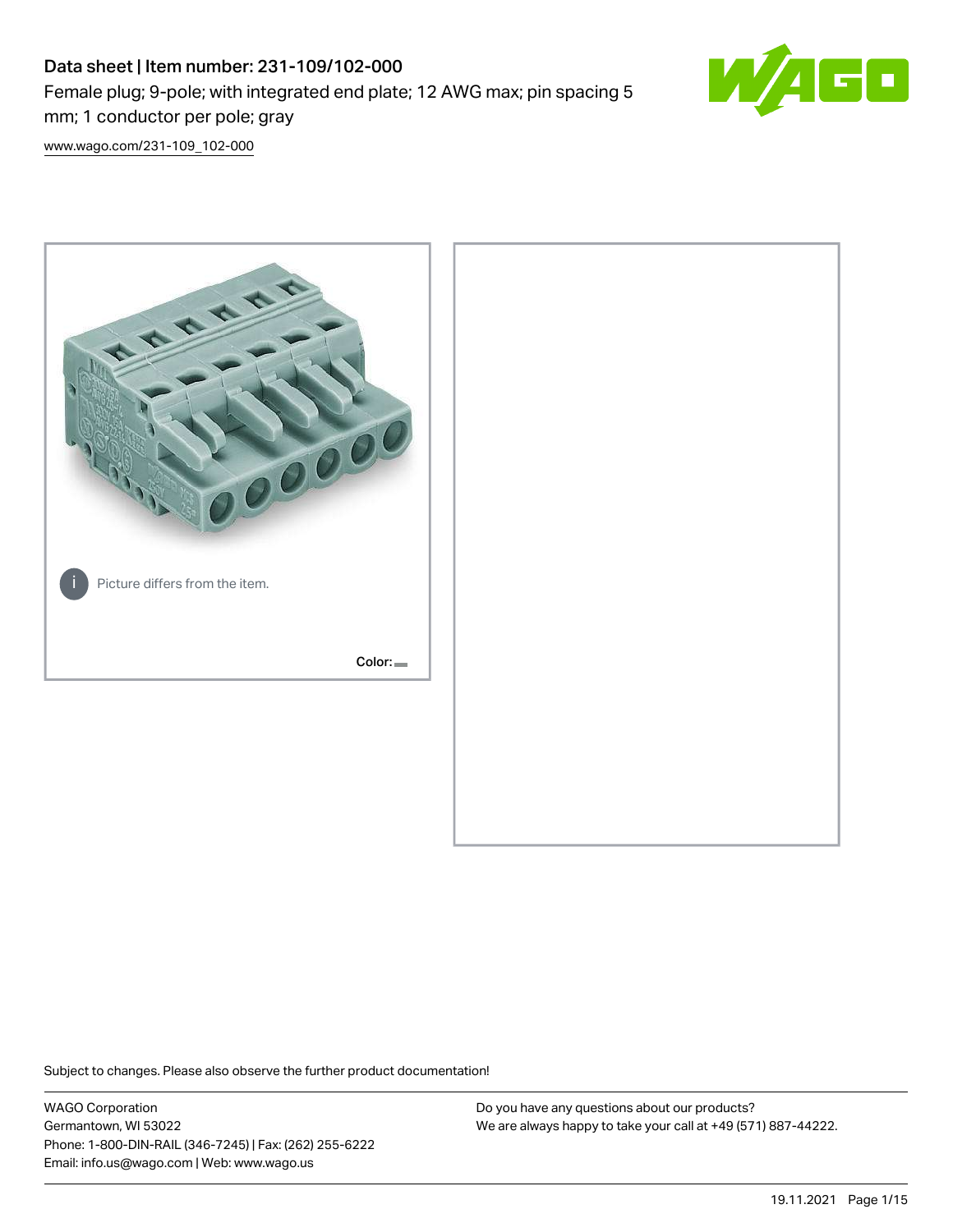# Data sheet | Item number: 231-109/102-000

Female plug; 9-pole; with integrated end plate; 12 AWG max; pin spacing 5 mm; 1 conductor per pole; gray

[www.wago.com/231-109_102-000](http://www.wago.com/231-109_102-000)

Picture differs from the item.

Color:

Subject to changes. Please also observe the further product documentation!

WAGO Corporation
Germantown, WI 53022
Phone: 1-800-DIN-RAIL (346-7245) | Fax: (262) 255-6222
Email: info.us@wago.com | Web: www.wago.us

Do you have any questions about our products?
We are always happy to take your call at +49 (571) 887-44222.

19.11.2021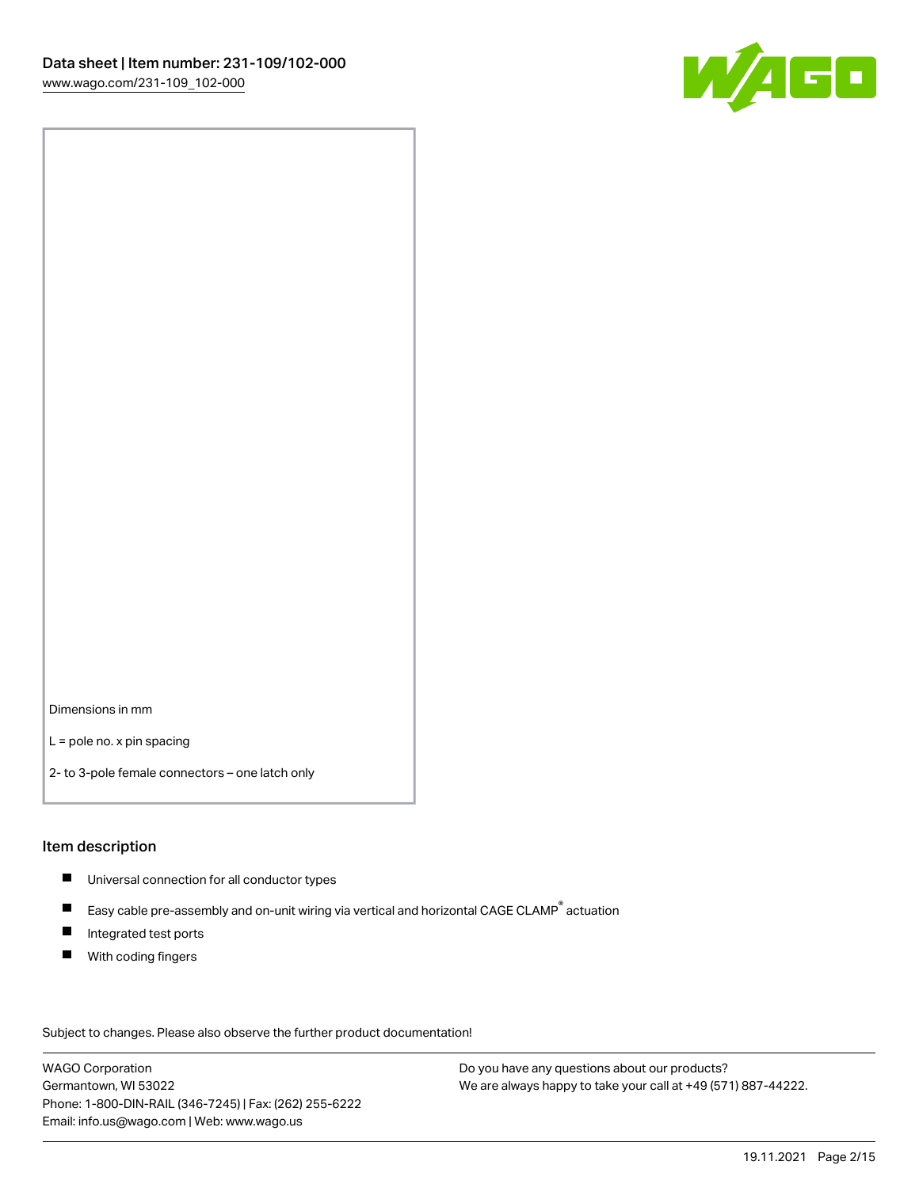Dimensions in mm

L = pole no. x pin spacing

2- to 3-pole female connectors – one latch only

## Item description

- Universal connection for all conductor types
- Easy cable pre-assembly and on-unit wiring via vertical and horizontal CAGE CLAMP® actuation
- Integrated test ports
- With coding fingers

Subject to changes. Please also observe the further product documentation!

WAGO Corporation
Germantown, WI 53022
Phone: 1-800-DIN-RAIL (346-7245) | Fax: (262) 255-6222
Email: info.us@wago.com | Web: www.wago.us

Do you have any questions about our products?
We are always happy to take your call at +49 (571) 887-44222.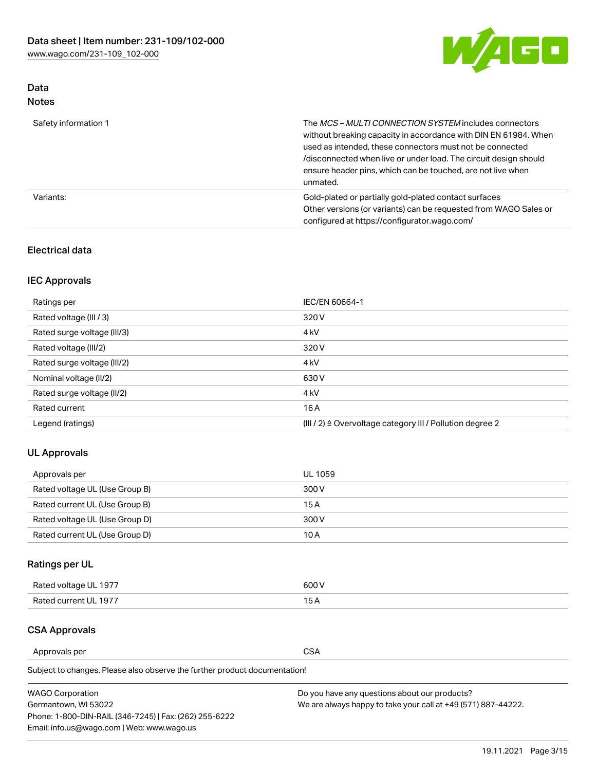## Data

### Notes

| | |
|---|---|
| Safety information 1 | The *MCS – MULTI CONNECTION SYSTEM* includes connectors without breaking capacity in accordance with DIN EN 61984. When used as intended, these connectors must not be connected /disconnected when live or under load. The circuit design should ensure header pins, which can be touched, are not live when unmated. |
| Variants: | Gold-plated or partially gold-plated contact surfaces<br>Other versions (or variants) can be requested from WAGO Sales or configured at https://configurator.wago.com/ |

## Electrical data

### IEC Approvals

| | |
|---|---|
| Ratings per | IEC/EN 60664-1 |
| Rated voltage (III / 3) | 320 V |
| Rated surge voltage (III/3) | 4 kV |
| Rated voltage (III/2) | 320 V |
| Rated surge voltage (III/2) | 4 kV |
| Nominal voltage (II/2) | 630 V |
| Rated surge voltage (II/2) | 4 kV |
| Rated current | 16 A |
| Legend (ratings) | (III / 2) ≙ Overvoltage category III / Pollution degree 2 |

### UL Approvals

| | |
|---|---|
| Approvals per | UL 1059 |
| Rated voltage UL (Use Group B) | 300 V |
| Rated current UL (Use Group B) | 15 A |
| Rated voltage UL (Use Group D) | 300 V |
| Rated current UL (Use Group D) | 10 A |

### Ratings per UL

| | |
|---|---|
| Rated voltage UL 1977 | 600 V |
| Rated current UL 1977 | 15 A |

### CSA Approvals

| | |
|---|---|
| Approvals per | CSA |

Subject to changes. Please also observe the further product documentation!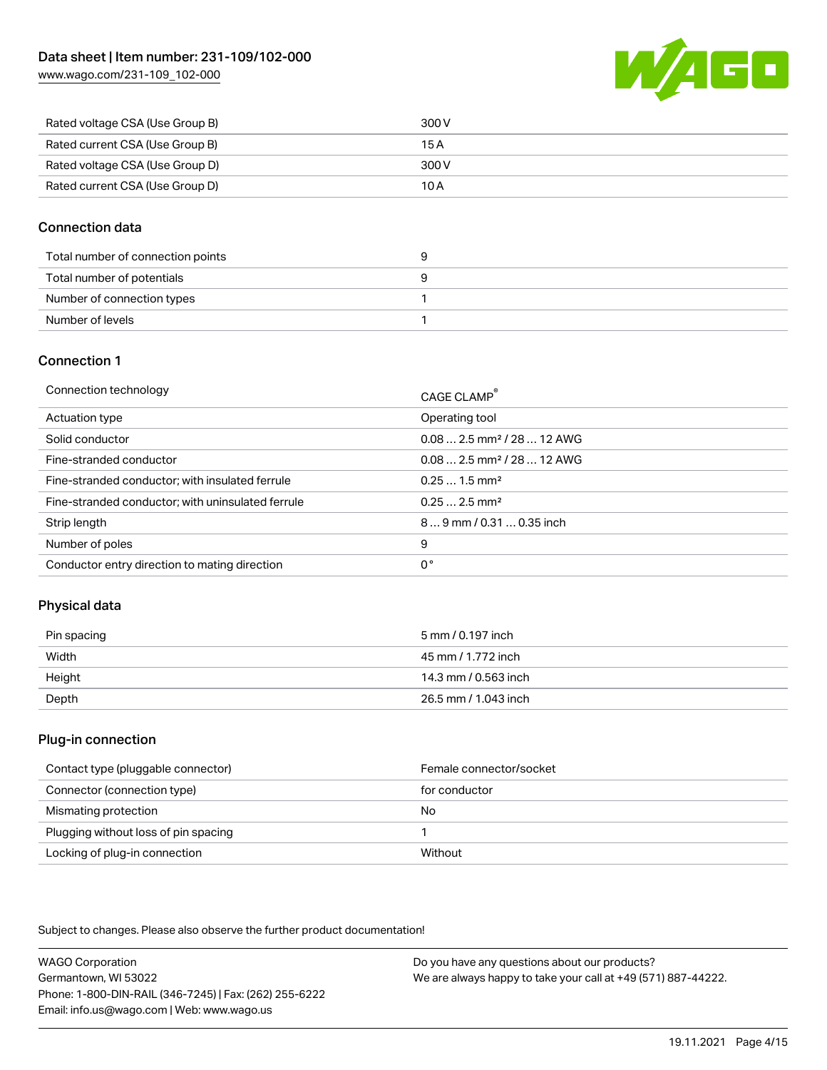| | |
|---|---|
| Rated voltage CSA (Use Group B) | 300 V |
| Rated current CSA (Use Group B) | 15 A |
| Rated voltage CSA (Use Group D) | 300 V |
| Rated current CSA (Use Group D) | 10 A |

## Connection data

| | |
|---|---|
| Total number of connection points | 9 |
| Total number of potentials | 9 |
| Number of connection types | 1 |
| Number of levels | 1 |

## Connection 1

| | |
|---|---|
| Connection technology | CAGE CLAMP® |
| Actuation type | Operating tool |
| Solid conductor | 0.08 … 2.5 mm² / 28 … 12 AWG |
| Fine-stranded conductor | 0.08 … 2.5 mm² / 28 … 12 AWG |
| Fine-stranded conductor; with insulated ferrule | 0.25 … 1.5 mm² |
| Fine-stranded conductor; with uninsulated ferrule | 0.25 … 2.5 mm² |
| Strip length | 8 … 9 mm / 0.31 … 0.35 inch |
| Number of poles | 9 |
| Conductor entry direction to mating direction | 0 ° |

## Physical data

| | |
|---|---|
| Pin spacing | 5 mm / 0.197 inch |
| Width | 45 mm / 1.772 inch |
| Height | 14.3 mm / 0.563 inch |
| Depth | 26.5 mm / 1.043 inch |

## Plug-in connection

| | |
|---|---|
| Contact type (pluggable connector) | Female connector/socket |
| Connector (connection type) | for conductor |
| Mismating protection | No |
| Plugging without loss of pin spacing | 1 |
| Locking of plug-in connection | Without |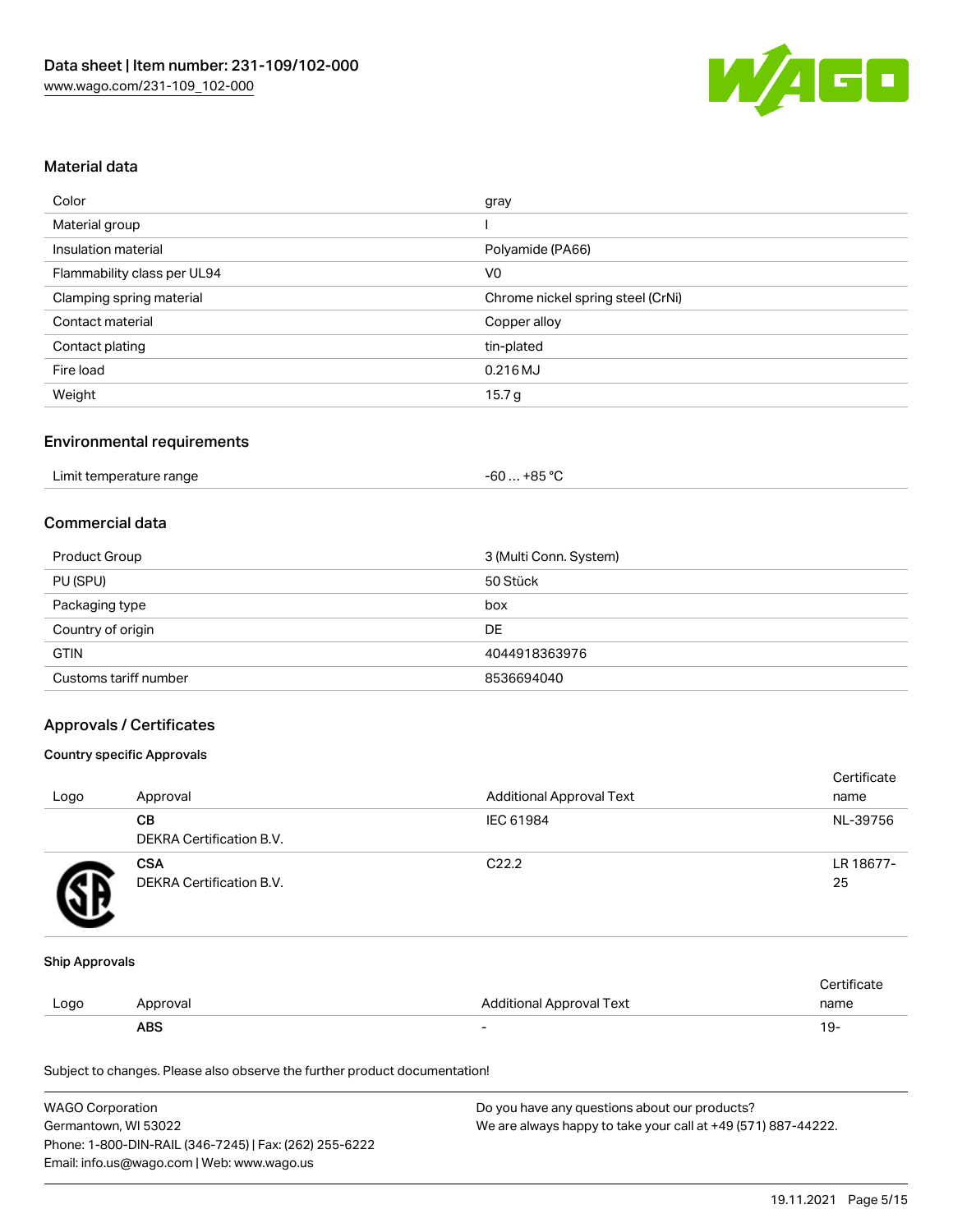## Material data

| | |
|---|---|
| Color | gray |
| Material group | I |
| Insulation material | Polyamide (PA66) |
| Flammability class per UL94 | V0 |
| Clamping spring material | Chrome nickel spring steel (CrNi) |
| Contact material | Copper alloy |
| Contact plating | tin-plated |
| Fire load | 0.216 MJ |
| Weight | 15.7 g |

## Environmental requirements

| | |
|---|---|
| Limit temperature range | -60 … +85 °C |

## Commercial data

| | |
|---|---|
| Product Group | 3 (Multi Conn. System) |
| PU (SPU) | 50 Stück |
| Packaging type | box |
| Country of origin | DE |
| GTIN | 4044918363976 |
| Customs tariff number | 8536694040 |

## Approvals / Certificates

### Country specific Approvals

| Logo | Approval | Additional Approval Text | Certificate name |
|---|---|---|---|
| | **CB**<br>DEKRA Certification B.V. | IEC 61984 | NL-39756 |
| | **CSA**<br>DEKRA Certification B.V. | C22.2 | LR 18677-25 |

### Ship Approvals

| Logo | Approval | Additional Approval Text | Certificate name |
|---|---|---|---|
| | **ABS** | - | 19- |

Subject to changes. Please also observe the further product documentation!

WAGO Corporation
Germantown, WI 53022
Phone: 1-800-DIN-RAIL (346-7245) | Fax: (262) 255-6222
Email: info.us@wago.com | Web: www.wago.us

Do you have any questions about our products?
We are always happy to take your call at +49 (571) 887-44222.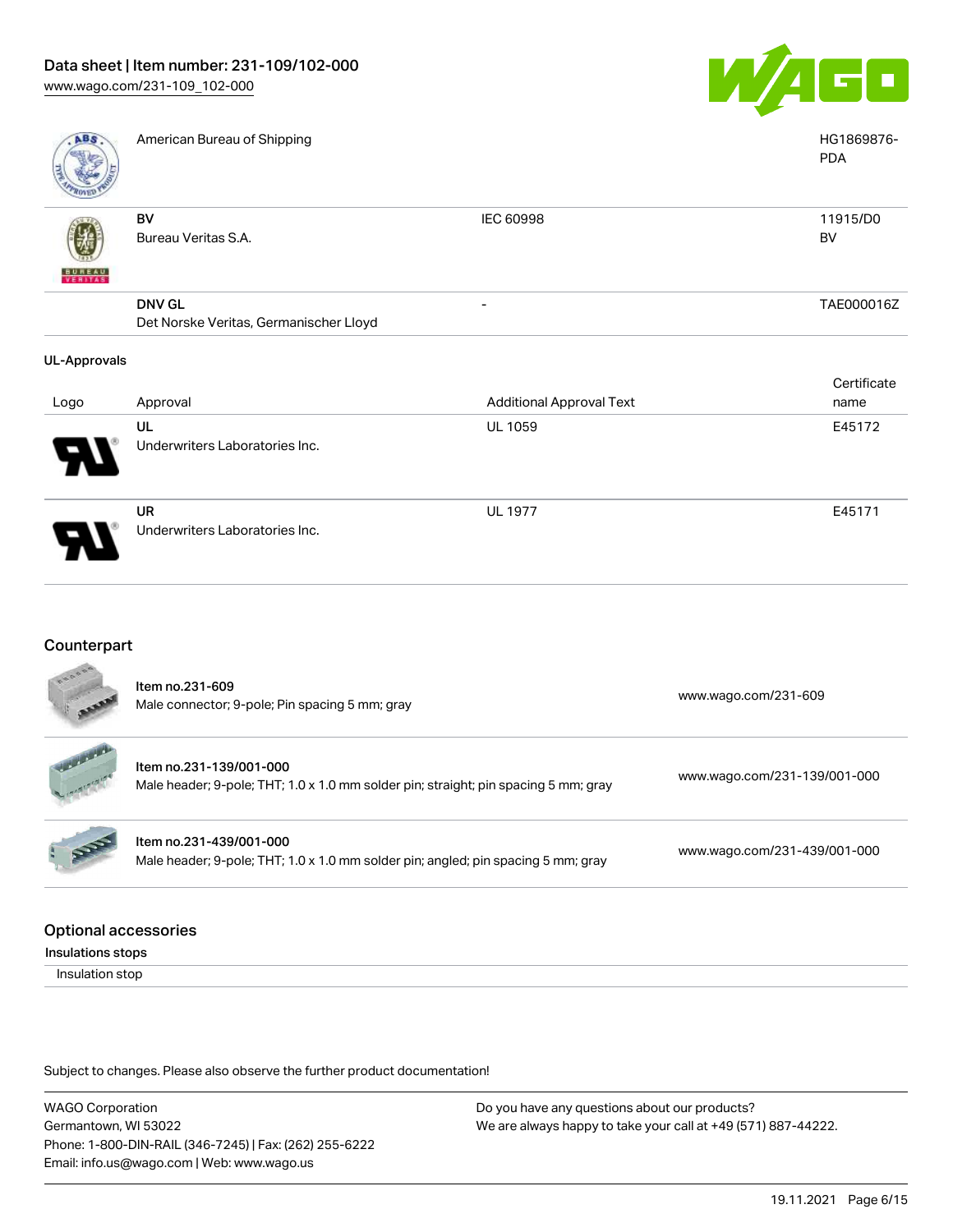| | | | |
|---|---|---|---|
| | American Bureau of Shipping | | HG1869876-PDA |
| | **BV**<br>Bureau Veritas S.A. | IEC 60998 | 11915/D0 BV |
| | **DNV GL**<br>Det Norske Veritas, Germanischer Lloyd | - | TAE000016Z |

**UL-Approvals**

| Logo | Approval | Additional Approval Text | Certificate name |
|---|---|---|---|
| | **UL**<br>Underwriters Laboratories Inc. | UL 1059 | E45172 |
| | **UR**<br>Underwriters Laboratories Inc. | UL 1977 | E45171 |

## Counterpart

| | | |
|---|---|---|
| | Item no.231-609<br>Male connector; 9-pole; Pin spacing 5 mm; gray | www.wago.com/231-609 |
| | Item no.231-139/001-000<br>Male header; 9-pole; THT; 1.0 x 1.0 mm solder pin; straight; pin spacing 5 mm; gray | www.wago.com/231-139/001-000 |
| | Item no.231-439/001-000<br>Male header; 9-pole; THT; 1.0 x 1.0 mm solder pin; angled; pin spacing 5 mm; gray | www.wago.com/231-439/001-000 |

## Optional accessories

**Insulations stops**

Insulation stop

Subject to changes. Please also observe the further product documentation!

WAGO Corporation
Germantown, WI 53022
Phone: 1-800-DIN-RAIL (346-7245) | Fax: (262) 255-6222
Email: info.us@wago.com | Web: www.wago.us

Do you have any questions about our products?
We are always happy to take your call at +49 (571) 887-44222.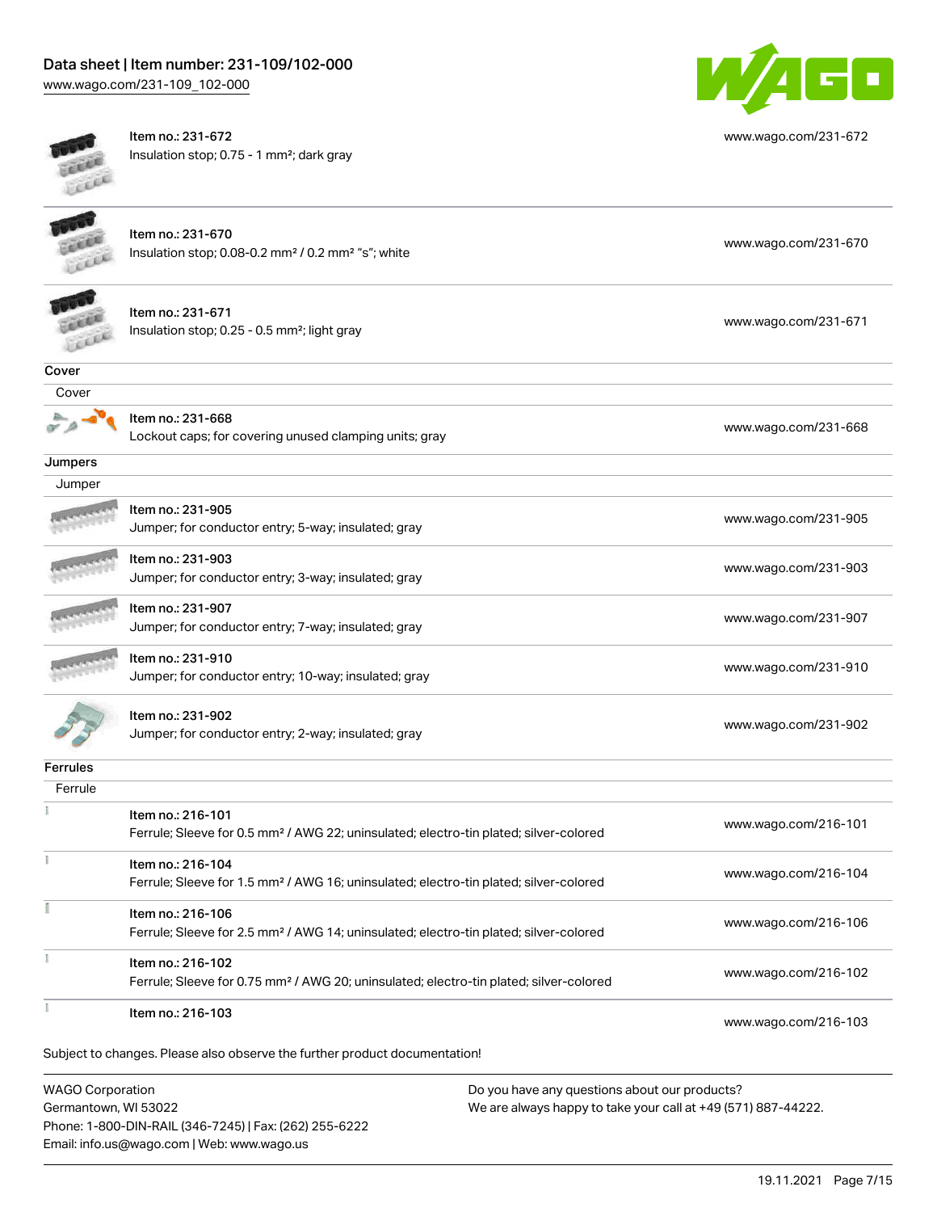| Item | URL |
|---|---|
| Item no.: 231-672<br>Insulation stop; 0.75 - 1 mm²; dark gray | www.wago.com/231-672 |
| Item no.: 231-670<br>Insulation stop; 0.08-0.2 mm² / 0.2 mm² "s"; white | www.wago.com/231-670 |
| Item no.: 231-671<br>Insulation stop; 0.25 - 0.5 mm²; light gray | www.wago.com/231-671 |

**Cover**

Cover

| Item | URL |
|---|---|
| Item no.: 231-668<br>Lockout caps; for covering unused clamping units; gray | www.wago.com/231-668 |

**Jumpers**

Jumper

| Item | URL |
|---|---|
| Item no.: 231-905<br>Jumper; for conductor entry; 5-way; insulated; gray | www.wago.com/231-905 |
| Item no.: 231-903<br>Jumper; for conductor entry; 3-way; insulated; gray | www.wago.com/231-903 |
| Item no.: 231-907<br>Jumper; for conductor entry; 7-way; insulated; gray | www.wago.com/231-907 |
| Item no.: 231-910<br>Jumper; for conductor entry; 10-way; insulated; gray | www.wago.com/231-910 |
| Item no.: 231-902<br>Jumper; for conductor entry; 2-way; insulated; gray | www.wago.com/231-902 |

**Ferrules**

Ferrule

| Item | URL |
|---|---|
| Item no.: 216-101<br>Ferrule; Sleeve for 0.5 mm² / AWG 22; uninsulated; electro-tin plated; silver-colored | www.wago.com/216-101 |
| Item no.: 216-104<br>Ferrule; Sleeve for 1.5 mm² / AWG 16; uninsulated; electro-tin plated; silver-colored | www.wago.com/216-104 |
| Item no.: 216-106<br>Ferrule; Sleeve for 2.5 mm² / AWG 14; uninsulated; electro-tin plated; silver-colored | www.wago.com/216-106 |
| Item no.: 216-102<br>Ferrule; Sleeve for 0.75 mm² / AWG 20; uninsulated; electro-tin plated; silver-colored | www.wago.com/216-102 |
| Item no.: 216-103 | www.wago.com/216-103 |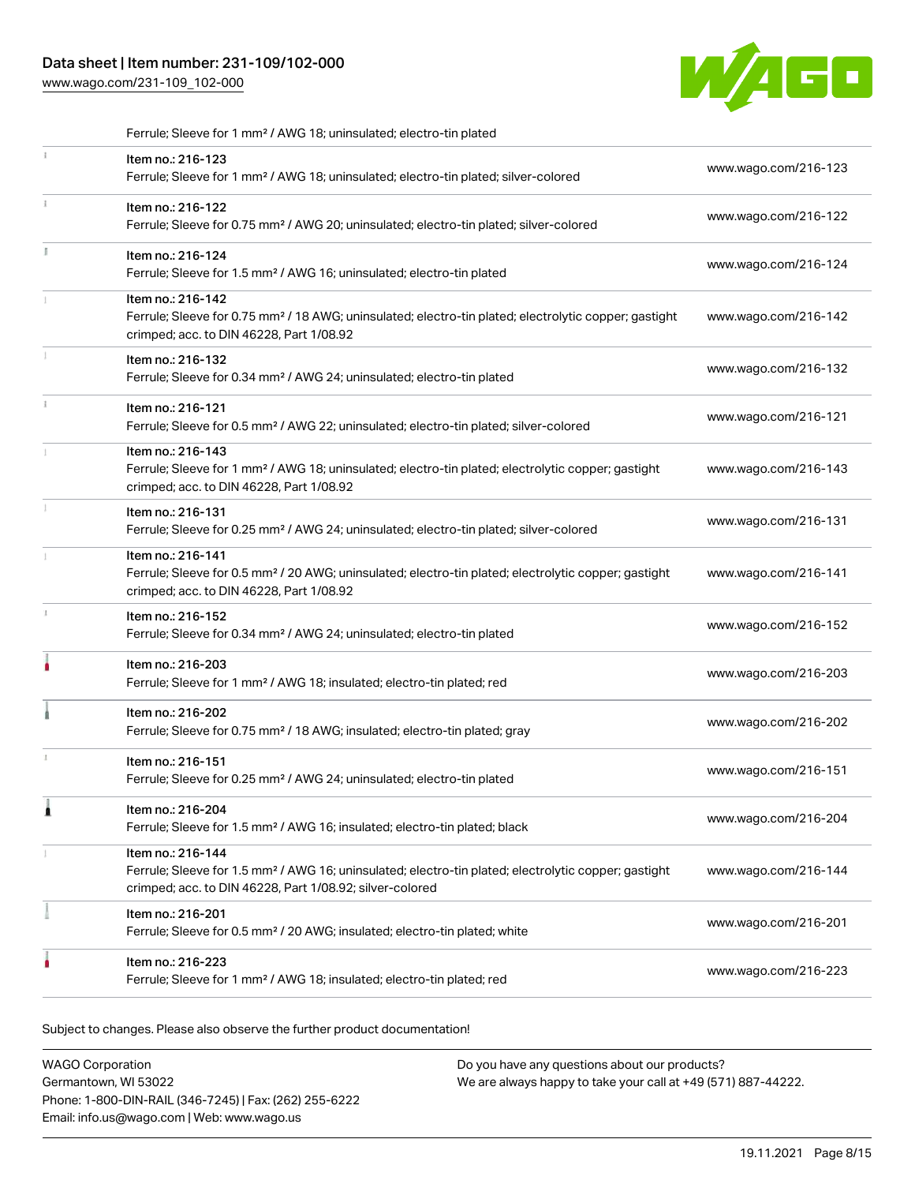Ferrule; Sleeve for 1 mm² / AWG 18; uninsulated; electro-tin plated

| | | |
|---|---|---|
| | Item no.: 216-123<br>Ferrule; Sleeve for 1 mm² / AWG 18; uninsulated; electro-tin plated; silver-colored | www.wago.com/216-123 |
| | Item no.: 216-122<br>Ferrule; Sleeve for 0.75 mm² / AWG 20; uninsulated; electro-tin plated; silver-colored | www.wago.com/216-122 |
| | Item no.: 216-124<br>Ferrule; Sleeve for 1.5 mm² / AWG 16; uninsulated; electro-tin plated | www.wago.com/216-124 |
| | Item no.: 216-142<br>Ferrule; Sleeve for 0.75 mm² / 18 AWG; uninsulated; electro-tin plated; electrolytic copper; gastight crimped; acc. to DIN 46228, Part 1/08.92 | www.wago.com/216-142 |
| | Item no.: 216-132<br>Ferrule; Sleeve for 0.34 mm² / AWG 24; uninsulated; electro-tin plated | www.wago.com/216-132 |
| | Item no.: 216-121<br>Ferrule; Sleeve for 0.5 mm² / AWG 22; uninsulated; electro-tin plated; silver-colored | www.wago.com/216-121 |
| | Item no.: 216-143<br>Ferrule; Sleeve for 1 mm² / AWG 18; uninsulated; electro-tin plated; electrolytic copper; gastight crimped; acc. to DIN 46228, Part 1/08.92 | www.wago.com/216-143 |
| | Item no.: 216-131<br>Ferrule; Sleeve for 0.25 mm² / AWG 24; uninsulated; electro-tin plated; silver-colored | www.wago.com/216-131 |
| | Item no.: 216-141<br>Ferrule; Sleeve for 0.5 mm² / 20 AWG; uninsulated; electro-tin plated; electrolytic copper; gastight crimped; acc. to DIN 46228, Part 1/08.92 | www.wago.com/216-141 |
| | Item no.: 216-152<br>Ferrule; Sleeve for 0.34 mm² / AWG 24; uninsulated; electro-tin plated | www.wago.com/216-152 |
| | Item no.: 216-203<br>Ferrule; Sleeve for 1 mm² / AWG 18; insulated; electro-tin plated; red | www.wago.com/216-203 |
| | Item no.: 216-202<br>Ferrule; Sleeve for 0.75 mm² / 18 AWG; insulated; electro-tin plated; gray | www.wago.com/216-202 |
| | Item no.: 216-151<br>Ferrule; Sleeve for 0.25 mm² / AWG 24; uninsulated; electro-tin plated | www.wago.com/216-151 |
| | Item no.: 216-204<br>Ferrule; Sleeve for 1.5 mm² / AWG 16; insulated; electro-tin plated; black | www.wago.com/216-204 |
| | Item no.: 216-144<br>Ferrule; Sleeve for 1.5 mm² / AWG 16; uninsulated; electro-tin plated; electrolytic copper; gastight crimped; acc. to DIN 46228, Part 1/08.92; silver-colored | www.wago.com/216-144 |
| | Item no.: 216-201<br>Ferrule; Sleeve for 0.5 mm² / 20 AWG; insulated; electro-tin plated; white | www.wago.com/216-201 |
| | Item no.: 216-223<br>Ferrule; Sleeve for 1 mm² / AWG 18; insulated; electro-tin plated; red | www.wago.com/216-223 |

Subject to changes. Please also observe the further product documentation!

WAGO Corporation
Germantown, WI 53022
Phone: 1-800-DIN-RAIL (346-7245) | Fax: (262) 255-6222
Email: info.us@wago.com | Web: www.wago.us

Do you have any questions about our products?
We are always happy to take your call at +49 (571) 887-44222.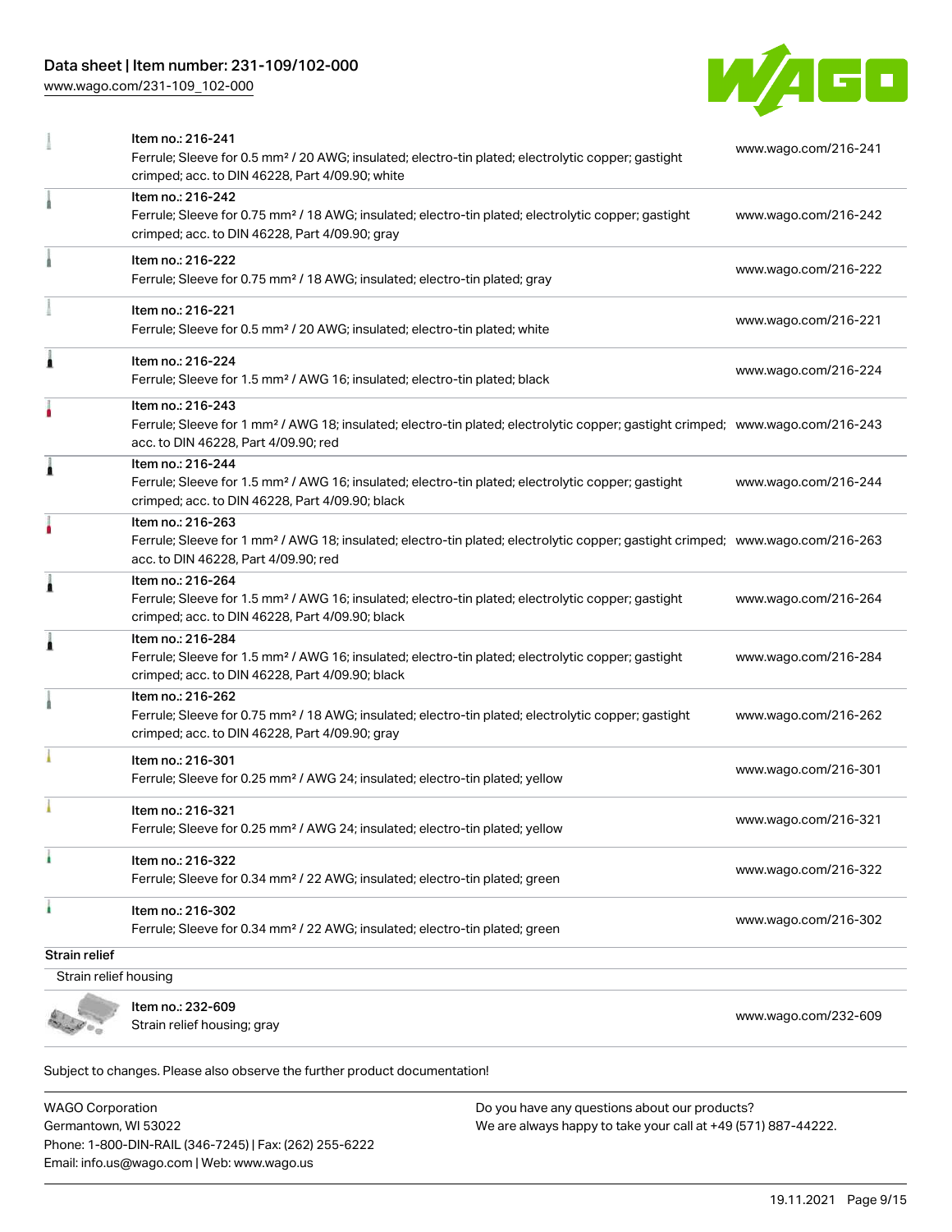| | | |
|---|---|---|
| | Item no.: 216-241<br>Ferrule; Sleeve for 0.5 mm² / 20 AWG; insulated; electro-tin plated; electrolytic copper; gastight crimped; acc. to DIN 46228, Part 4/09.90; white | www.wago.com/216-241 |
| | Item no.: 216-242<br>Ferrule; Sleeve for 0.75 mm² / 18 AWG; insulated; electro-tin plated; electrolytic copper; gastight crimped; acc. to DIN 46228, Part 4/09.90; gray | www.wago.com/216-242 |
| | Item no.: 216-222<br>Ferrule; Sleeve for 0.75 mm² / 18 AWG; insulated; electro-tin plated; gray | www.wago.com/216-222 |
| | Item no.: 216-221<br>Ferrule; Sleeve for 0.5 mm² / 20 AWG; insulated; electro-tin plated; white | www.wago.com/216-221 |
| | Item no.: 216-224<br>Ferrule; Sleeve for 1.5 mm² / AWG 16; insulated; electro-tin plated; black | www.wago.com/216-224 |
| | Item no.: 216-243<br>Ferrule; Sleeve for 1 mm² / AWG 18; insulated; electro-tin plated; electrolytic copper; gastight crimped; acc. to DIN 46228, Part 4/09.90; red | www.wago.com/216-243 |
| | Item no.: 216-244<br>Ferrule; Sleeve for 1.5 mm² / AWG 16; insulated; electro-tin plated; electrolytic copper; gastight crimped; acc. to DIN 46228, Part 4/09.90; black | www.wago.com/216-244 |
| | Item no.: 216-263<br>Ferrule; Sleeve for 1 mm² / AWG 18; insulated; electro-tin plated; electrolytic copper; gastight crimped; acc. to DIN 46228, Part 4/09.90; red | www.wago.com/216-263 |
| | Item no.: 216-264<br>Ferrule; Sleeve for 1.5 mm² / AWG 16; insulated; electro-tin plated; electrolytic copper; gastight crimped; acc. to DIN 46228, Part 4/09.90; black | www.wago.com/216-264 |
| | Item no.: 216-284<br>Ferrule; Sleeve for 1.5 mm² / AWG 16; insulated; electro-tin plated; electrolytic copper; gastight crimped; acc. to DIN 46228, Part 4/09.90; black | www.wago.com/216-284 |
| | Item no.: 216-262<br>Ferrule; Sleeve for 0.75 mm² / 18 AWG; insulated; electro-tin plated; electrolytic copper; gastight crimped; acc. to DIN 46228, Part 4/09.90; gray | www.wago.com/216-262 |
| | Item no.: 216-301<br>Ferrule; Sleeve for 0.25 mm² / AWG 24; insulated; electro-tin plated; yellow | www.wago.com/216-301 |
| | Item no.: 216-321<br>Ferrule; Sleeve for 0.25 mm² / AWG 24; insulated; electro-tin plated; yellow | www.wago.com/216-321 |
| | Item no.: 216-322<br>Ferrule; Sleeve for 0.34 mm² / 22 AWG; insulated; electro-tin plated; green | www.wago.com/216-322 |
| | Item no.: 216-302<br>Ferrule; Sleeve for 0.34 mm² / 22 AWG; insulated; electro-tin plated; green | www.wago.com/216-302 |

**Strain relief**

Strain relief housing

| | | |
|---|---|---|
| | Item no.: 232-609<br>Strain relief housing; gray | www.wago.com/232-609 |

Subject to changes. Please also observe the further product documentation!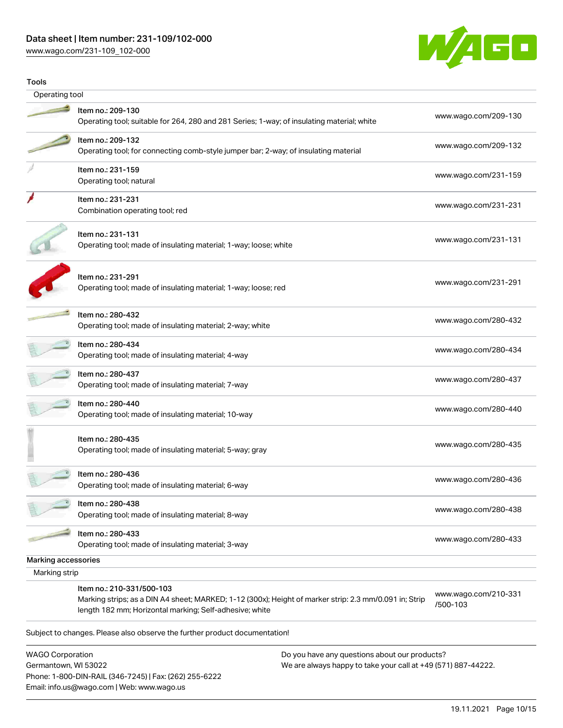## Tools

### Operating tool

| Item | Link |
|---|---|
| Item no.: 209-130<br>Operating tool; suitable for 264, 280 and 281 Series; 1-way; of insulating material; white | www.wago.com/209-130 |
| Item no.: 209-132<br>Operating tool; for connecting comb-style jumper bar; 2-way; of insulating material | www.wago.com/209-132 |
| Item no.: 231-159<br>Operating tool; natural | www.wago.com/231-159 |
| Item no.: 231-231<br>Combination operating tool; red | www.wago.com/231-231 |
| Item no.: 231-131<br>Operating tool; made of insulating material; 1-way; loose; white | www.wago.com/231-131 |
| Item no.: 231-291<br>Operating tool; made of insulating material; 1-way; loose; red | www.wago.com/231-291 |
| Item no.: 280-432<br>Operating tool; made of insulating material; 2-way; white | www.wago.com/280-432 |
| Item no.: 280-434<br>Operating tool; made of insulating material; 4-way | www.wago.com/280-434 |
| Item no.: 280-437<br>Operating tool; made of insulating material; 7-way | www.wago.com/280-437 |
| Item no.: 280-440<br>Operating tool; made of insulating material; 10-way | www.wago.com/280-440 |
| Item no.: 280-435<br>Operating tool; made of insulating material; 5-way; gray | www.wago.com/280-435 |
| Item no.: 280-436<br>Operating tool; made of insulating material; 6-way | www.wago.com/280-436 |
| Item no.: 280-438<br>Operating tool; made of insulating material; 8-way | www.wago.com/280-438 |
| Item no.: 280-433<br>Operating tool; made of insulating material; 3-way | www.wago.com/280-433 |

## Marking accessories

### Marking strip

| Item | Link |
|---|---|
| Item no.: 210-331/500-103<br>Marking strips; as a DIN A4 sheet; MARKED; 1-12 (300x); Height of marker strip: 2.3 mm/0.091 in; Strip length 182 mm; Horizontal marking; Self-adhesive; white | www.wago.com/210-331/500-103 |

Subject to changes. Please also observe the further product documentation!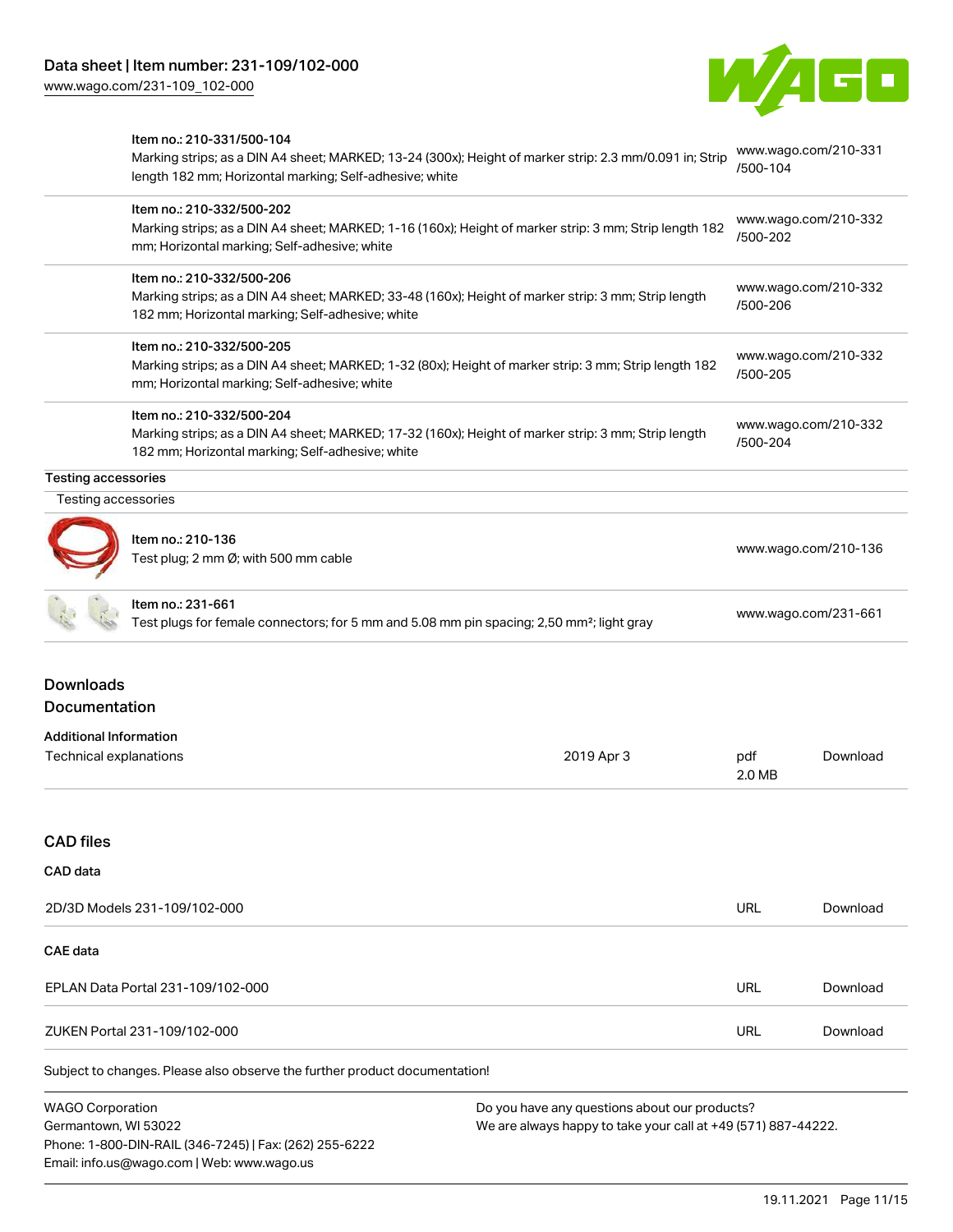| | | |
|---|---|---|
| | Item no.: 210-331/500-104<br>Marking strips; as a DIN A4 sheet; MARKED; 13-24 (300x); Height of marker strip: 2.3 mm/0.091 in; Strip length 182 mm; Horizontal marking; Self-adhesive; white | www.wago.com/210-331/500-104 |
| | Item no.: 210-332/500-202<br>Marking strips; as a DIN A4 sheet; MARKED; 1-16 (160x); Height of marker strip: 3 mm; Strip length 182 mm; Horizontal marking; Self-adhesive; white | www.wago.com/210-332/500-202 |
| | Item no.: 210-332/500-206<br>Marking strips; as a DIN A4 sheet; MARKED; 33-48 (160x); Height of marker strip: 3 mm; Strip length 182 mm; Horizontal marking; Self-adhesive; white | www.wago.com/210-332/500-206 |
| | Item no.: 210-332/500-205<br>Marking strips; as a DIN A4 sheet; MARKED; 1-32 (80x); Height of marker strip: 3 mm; Strip length 182 mm; Horizontal marking; Self-adhesive; white | www.wago.com/210-332/500-205 |
| | Item no.: 210-332/500-204<br>Marking strips; as a DIN A4 sheet; MARKED; 17-32 (160x); Height of marker strip: 3 mm; Strip length 182 mm; Horizontal marking; Self-adhesive; white | www.wago.com/210-332/500-204 |

**Testing accessories**

Testing accessories

| | | |
|---|---|---|
| | Item no.: 210-136<br>Test plug; 2 mm Ø; with 500 mm cable | www.wago.com/210-136 |
| | Item no.: 231-661<br>Test plugs for female connectors; for 5 mm and 5.08 mm pin spacing; 2,50 mm²; light gray | www.wago.com/231-661 |

## Downloads

### Documentation

**Additional Information**

| | | | |
|---|---|---|---|
| Technical explanations | 2019 Apr 3 | pdf<br>2.0 MB | Download |

### CAD files

**CAD data**

| | | |
|---|---|---|
| 2D/3D Models 231-109/102-000 | URL | Download |

**CAE data**

| | | |
|---|---|---|
| EPLAN Data Portal 231-109/102-000 | URL | Download |
| ZUKEN Portal 231-109/102-000 | URL | Download |

Subject to changes. Please also observe the further product documentation!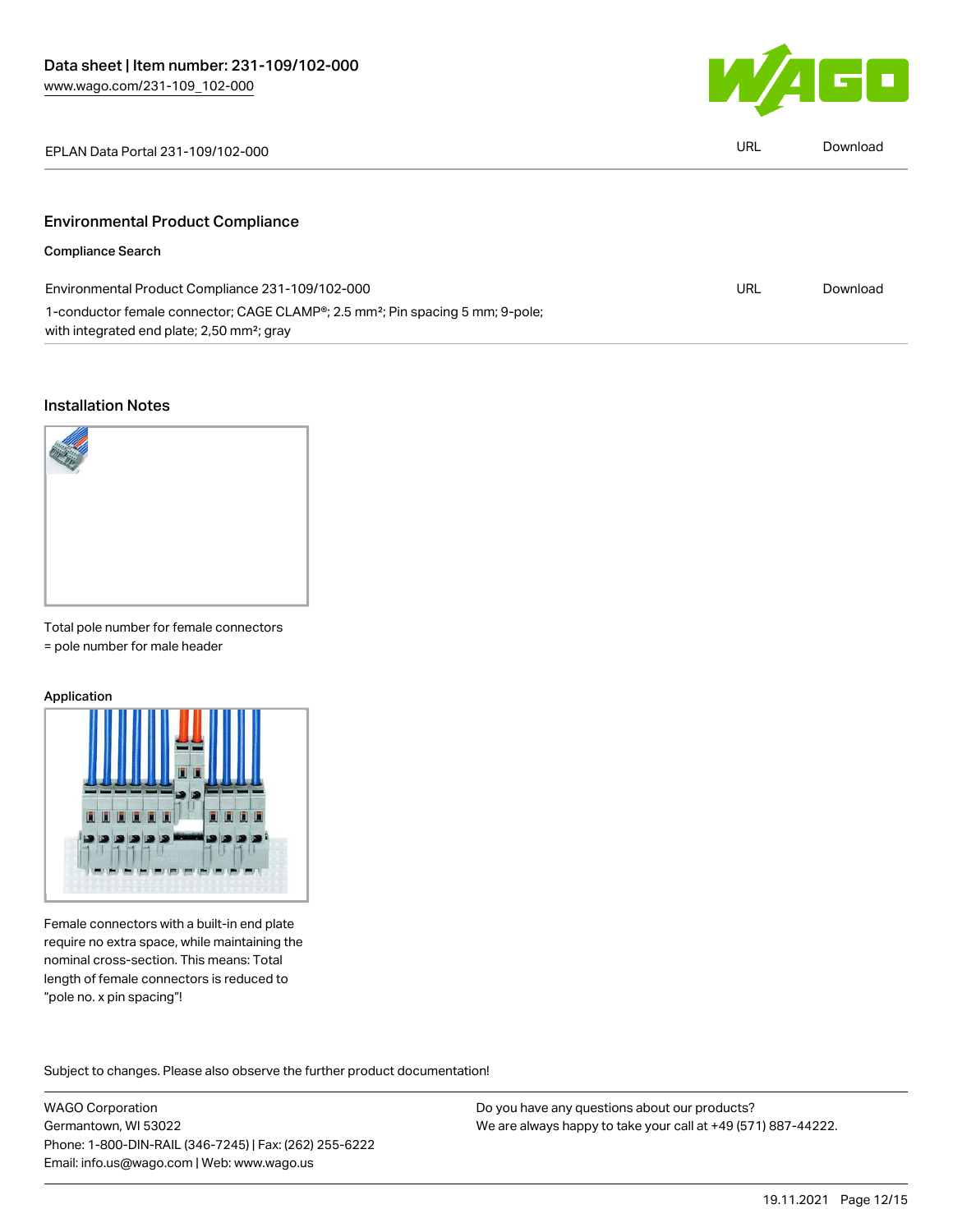| EPLAN Data Portal 231-109/102-000 | URL | Download |
| --- | --- | --- |

## Environmental Product Compliance

### Compliance Search

| Environmental Product Compliance 231-109/102-000 | URL | Download |
| --- | --- | --- |
| 1-conductor female connector; CAGE CLAMP®; 2.5 mm²; Pin spacing 5 mm; 9-pole; with integrated end plate; 2,50 mm²; gray | | |

## Installation Notes

Total pole number for female connectors = pole number for male header

### Application

Female connectors with a built-in end plate require no extra space, while maintaining the nominal cross-section. This means: Total length of female connectors is reduced to "pole no. x pin spacing"!

Subject to changes. Please also observe the further product documentation!

WAGO Corporation
Germantown, WI 53022
Phone: 1-800-DIN-RAIL (346-7245) | Fax: (262) 255-6222
Email: info.us@wago.com | Web: www.wago.us

Do you have any questions about our products?
We are always happy to take your call at +49 (571) 887-44222.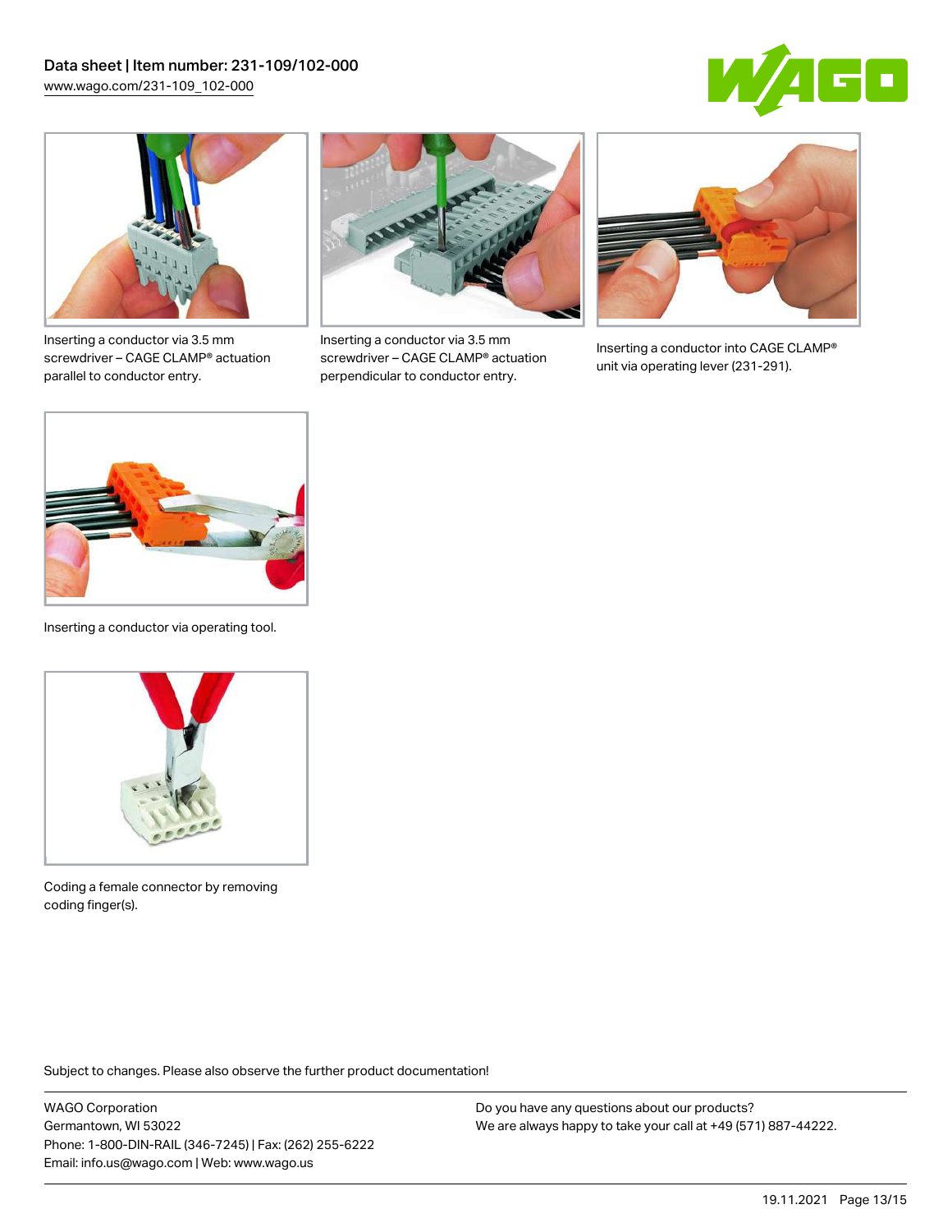Inserting a conductor via 3.5 mm screwdriver – CAGE CLAMP® actuation parallel to conductor entry.

Inserting a conductor via 3.5 mm screwdriver – CAGE CLAMP® actuation perpendicular to conductor entry.

Inserting a conductor into CAGE CLAMP® unit via operating lever (231-291).

Inserting a conductor via operating tool.

Coding a female connector by removing coding finger(s).

Subject to changes. Please also observe the further product documentation!

WAGO Corporation
Germantown, WI 53022
Phone: 1-800-DIN-RAIL (346-7245) | Fax: (262) 255-6222
Email: info.us@wago.com | Web: www.wago.us

Do you have any questions about our products?
We are always happy to take your call at +49 (571) 887-44222.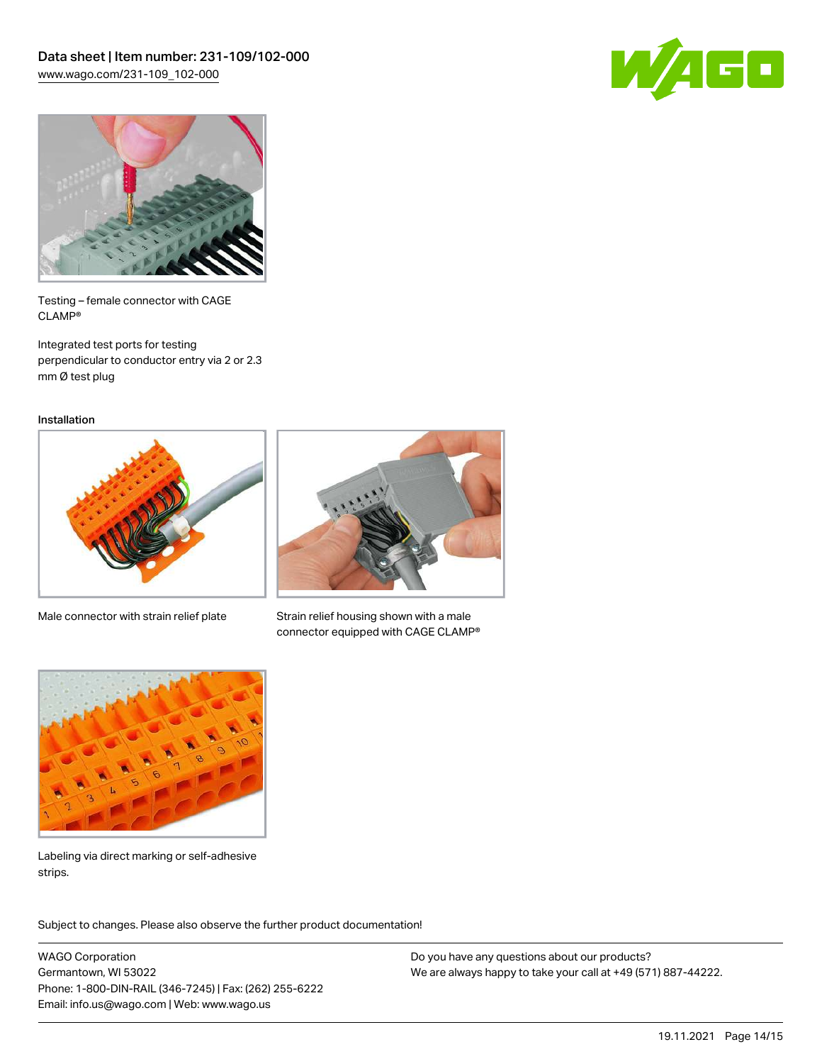Testing – female connector with CAGE CLAMP®

Integrated test ports for testing perpendicular to conductor entry via 2 or 2.3 mm Ø test plug

Installation

Male connector with strain relief plate

Strain relief housing shown with a male connector equipped with CAGE CLAMP®

Labeling via direct marking or self-adhesive strips.

Subject to changes. Please also observe the further product documentation!

WAGO Corporation
Germantown, WI 53022
Phone: 1-800-DIN-RAIL (346-7245) | Fax: (262) 255-6222
Email: info.us@wago.com | Web: www.wago.us

Do you have any questions about our products?
We are always happy to take your call at +49 (571) 887-44222.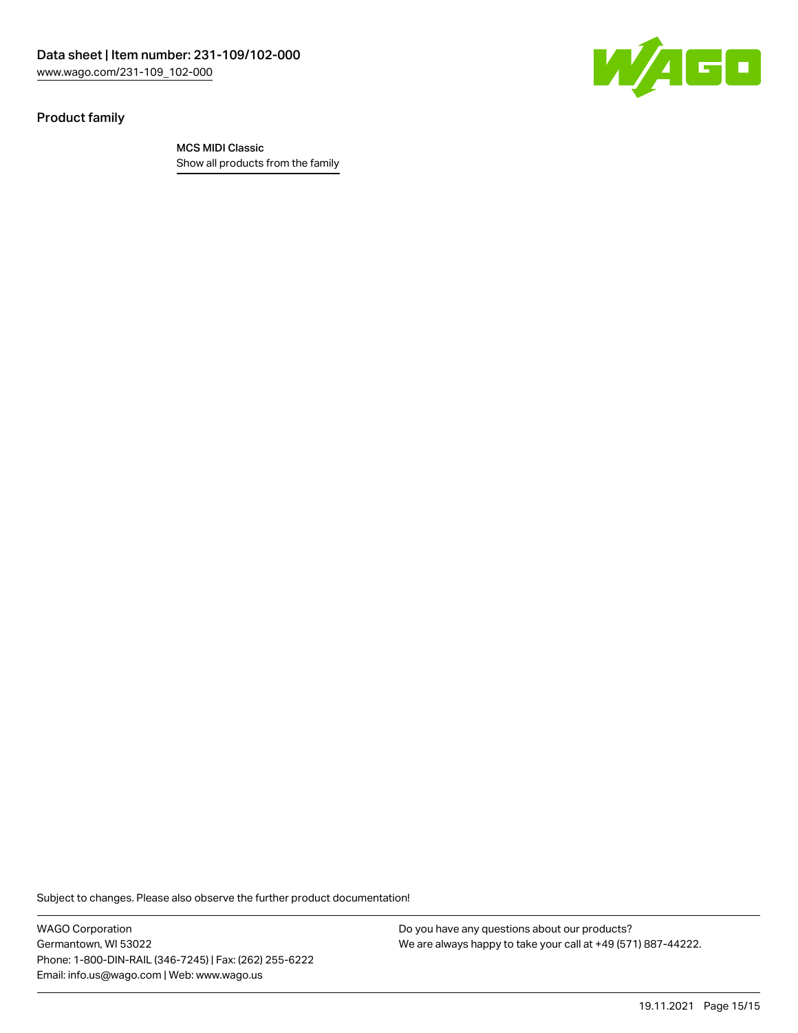## Product family

MCS MIDI Classic
Show all products from the family